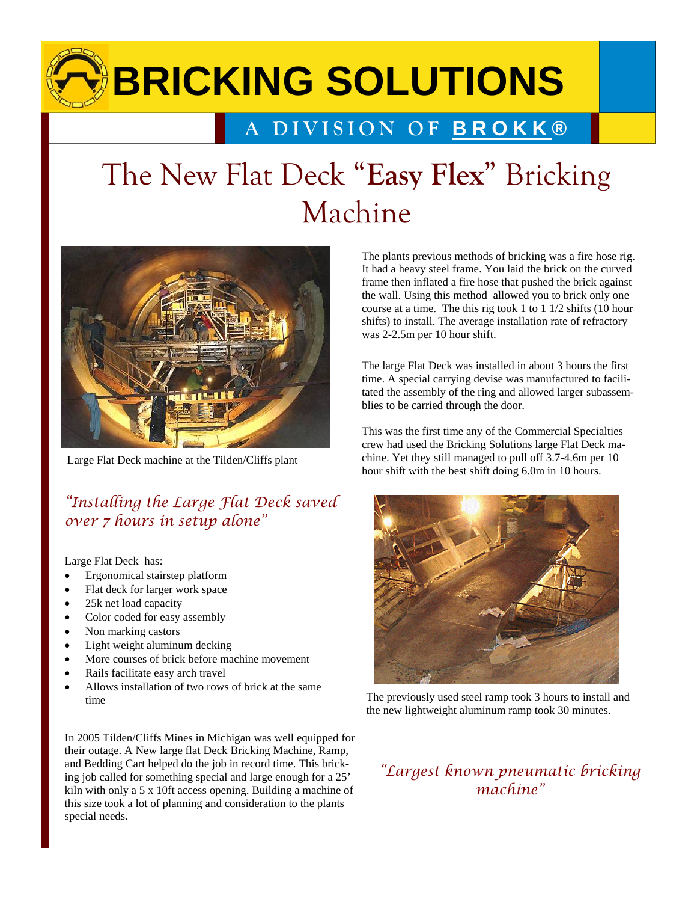# BRICKING SOLUTIONS

A DIVISION OF **BROKK®**

# The New Flat Deck "**Easy Flex**" Bricking Machine

Large Flat Deck machine at the Tilden/Cliffs plant

*"Installing the Large Flat Deck saved over 7 hours in setup alone"*

Large Flat Deck has:

- Ergonomical stairstep platform
- Flat deck for larger work space
- 25k net load capacity
- Color coded for easy assembly
- Non marking castors
- Light weight aluminum decking
- More courses of brick before machine movement
- Rails facilitate easy arch travel
- Allows installation of two rows of brick at the same time

In 2005 Tilden/Cliffs Mines in Michigan was well equipped for their outage. A New large flat Deck Bricking Machine, Ramp, and Bedding Cart helped do the job in record time. This bricking job called for something special and large enough for a 25' kiln with only a 5 x 10ft access opening. Building a machine of this size took a lot of planning and consideration to the plants special needs.

The plants previous methods of bricking was a fire hose rig. It had a heavy steel frame. You laid the brick on the curved frame then inflated a fire hose that pushed the brick against the wall. Using this method allowed you to brick only one course at a time. The this rig took 1 to 1 1/2 shifts (10 hour shifts) to install. The average installation rate of refractory was 2-2.5m per 10 hour shift.

The large Flat Deck was installed in about 3 hours the first time. A special carrying devise was manufactured to facilitated the assembly of the ring and allowed larger subassemblies to be carried through the door.

This was the first time any of the Commercial Specialties crew had used the Bricking Solutions large Flat Deck machine. Yet they still managed to pull off 3.7-4.6m per 10 hour shift with the best shift doing 6.0m in 10 hours.

The previously used steel ramp took 3 hours to install and the new lightweight aluminum ramp took 30 minutes.

*"Largest known pneumatic bricking machine"*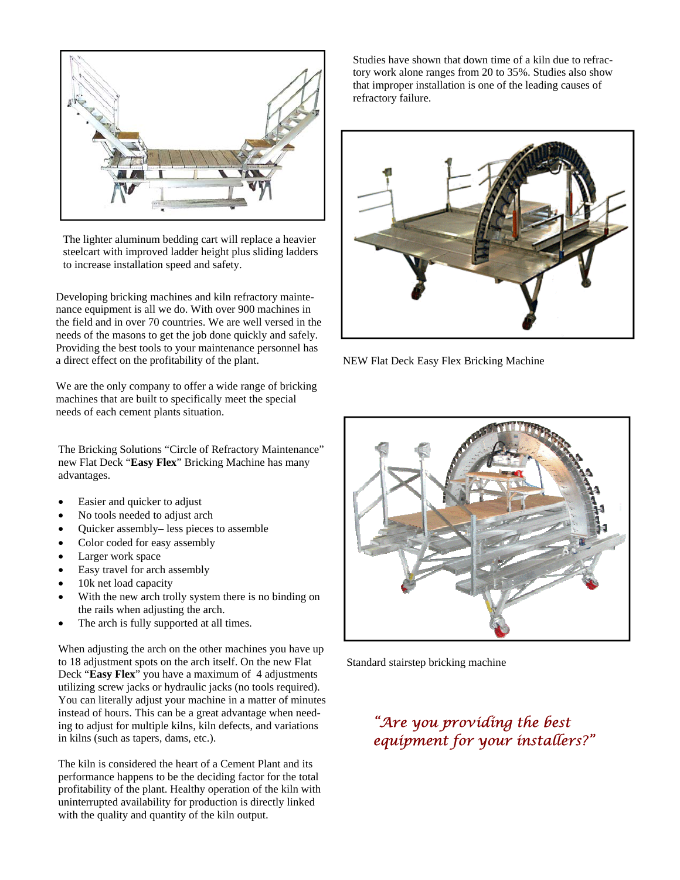The lighter aluminum bedding cart will replace a heavier steelcart with improved ladder height plus sliding ladders to increase installation speed and safety.

Developing bricking machines and kiln refractory maintenance equipment is all we do. With over 900 machines in the field and in over 70 countries. We are well versed in the needs of the masons to get the job done quickly and safely. Providing the best tools to your maintenance personnel has a direct effect on the profitability of the plant.

We are the only company to offer a wide range of bricking machines that are built to specifically meet the special needs of each cement plants situation.

The Bricking Solutions "Circle of Refractory Maintenance" new Flat Deck "**Easy Flex**" Bricking Machine has many advantages.

- Easier and quicker to adjust
- No tools needed to adjust arch
- Quicker assembly– less pieces to assemble
- Color coded for easy assembly
- Larger work space
- Easy travel for arch assembly
- 10k net load capacity
- With the new arch trolly system there is no binding on the rails when adjusting the arch.
- The arch is fully supported at all times.

When adjusting the arch on the other machines you have up to 18 adjustment spots on the arch itself. On the new Flat Deck "**Easy Flex**" you have a maximum of 4 adjustments utilizing screw jacks or hydraulic jacks (no tools required). You can literally adjust your machine in a matter of minutes instead of hours. This can be a great advantage when needing to adjust for multiple kilns, kiln defects, and variations in kilns (such as tapers, dams, etc.).

The kiln is considered the heart of a Cement Plant and its performance happens to be the deciding factor for the total profitability of the plant. Healthy operation of the kiln with uninterrupted availability for production is directly linked with the quality and quantity of the kiln output.

Studies have shown that down time of a kiln due to refractory work alone ranges from 20 to 35%. Studies also show that improper installation is one of the leading causes of refractory failure.

NEW Flat Deck Easy Flex Bricking Machine

Standard stairstep bricking machine

*"Are you providing the best equipment for your installers?"*